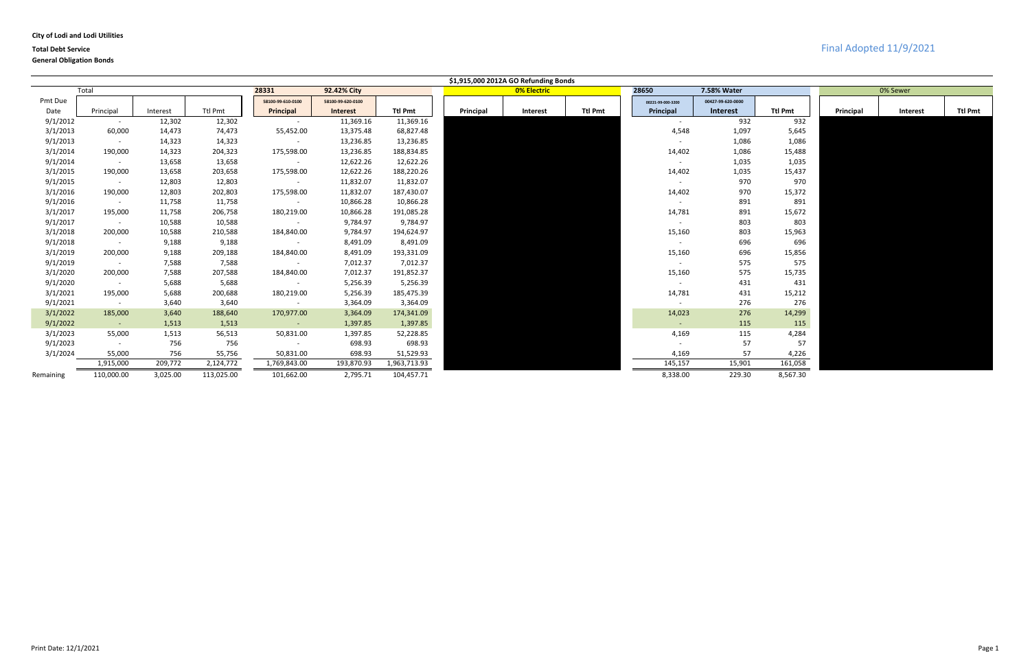**City of Lodi and Lodi Utilities**

**Total Debt Service**

**General Obligation Bonds**

Final Adopted 11/9/2021

**$1,915,000 2012A GO Refunding Bonds**

| Pmt Due Date | Total Principal | Total Interest | Total Ttl Pmt | 28331 92.42% City Principal (58100-99-610-0100) | 92.42% City Interest (58100-99-620-0100) | 92.42% City Ttl Pmt | 0% Electric Principal | 0% Electric Interest | 0% Electric Ttl Pmt | 28650 7.58% Water Principal (00221-99-000-3200) | 7.58% Water Interest (00427-99-620-0000) | 7.58% Water Ttl Pmt | 0% Sewer Principal | 0% Sewer Interest | 0% Sewer Ttl Pmt |
|---|---|---|---|---|---|---|---|---|---|---|---|---|---|---|---|
| 9/1/2012 | - | 12,302 | 12,302 | - | 11,369.16 | 11,369.16 | | | | - | 932 | 932 | | | |
| 3/1/2013 | 60,000 | 14,473 | 74,473 | 55,452.00 | 13,375.48 | 68,827.48 | | | | 4,548 | 1,097 | 5,645 | | | |
| 9/1/2013 | - | 14,323 | 14,323 | - | 13,236.85 | 13,236.85 | | | | - | 1,086 | 1,086 | | | |
| 3/1/2014 | 190,000 | 14,323 | 204,323 | 175,598.00 | 13,236.85 | 188,834.85 | | | | 14,402 | 1,086 | 15,488 | | | |
| 9/1/2014 | - | 13,658 | 13,658 | - | 12,622.26 | 12,622.26 | | | | - | 1,035 | 1,035 | | | |
| 3/1/2015 | 190,000 | 13,658 | 203,658 | 175,598.00 | 12,622.26 | 188,220.26 | | | | 14,402 | 1,035 | 15,437 | | | |
| 9/1/2015 | - | 12,803 | 12,803 | - | 11,832.07 | 11,832.07 | | | | - | 970 | 970 | | | |
| 3/1/2016 | 190,000 | 12,803 | 202,803 | 175,598.00 | 11,832.07 | 187,430.07 | | | | 14,402 | 970 | 15,372 | | | |
| 9/1/2016 | - | 11,758 | 11,758 | - | 10,866.28 | 10,866.28 | | | | - | 891 | 891 | | | |
| 3/1/2017 | 195,000 | 11,758 | 206,758 | 180,219.00 | 10,866.28 | 191,085.28 | | | | 14,781 | 891 | 15,672 | | | |
| 9/1/2017 | - | 10,588 | 10,588 | - | 9,784.97 | 9,784.97 | | | | - | 803 | 803 | | | |
| 3/1/2018 | 200,000 | 10,588 | 210,588 | 184,840.00 | 9,784.97 | 194,624.97 | | | | 15,160 | 803 | 15,963 | | | |
| 9/1/2018 | - | 9,188 | 9,188 | - | 8,491.09 | 8,491.09 | | | | - | 696 | 696 | | | |
| 3/1/2019 | 200,000 | 9,188 | 209,188 | 184,840.00 | 8,491.09 | 193,331.09 | | | | 15,160 | 696 | 15,856 | | | |
| 9/1/2019 | - | 7,588 | 7,588 | - | 7,012.37 | 7,012.37 | | | | - | 575 | 575 | | | |
| 3/1/2020 | 200,000 | 7,588 | 207,588 | 184,840.00 | 7,012.37 | 191,852.37 | | | | 15,160 | 575 | 15,735 | | | |
| 9/1/2020 | - | 5,688 | 5,688 | - | 5,256.39 | 5,256.39 | | | | - | 431 | 431 | | | |
| 3/1/2021 | 195,000 | 5,688 | 200,688 | 180,219.00 | 5,256.39 | 185,475.39 | | | | 14,781 | 431 | 15,212 | | | |
| 9/1/2021 | - | 3,640 | 3,640 | - | 3,364.09 | 3,364.09 | | | | - | 276 | 276 | | | |
| 3/1/2022 | 185,000 | 3,640 | 188,640 | 170,977.00 | 3,364.09 | 174,341.09 | | | | 14,023 | 276 | 14,299 | | | |
| 9/1/2022 | - | 1,513 | 1,513 | - | 1,397.85 | 1,397.85 | | | | - | 115 | 115 | | | |
| 3/1/2023 | 55,000 | 1,513 | 56,513 | 50,831.00 | 1,397.85 | 52,228.85 | | | | 4,169 | 115 | 4,284 | | | |
| 9/1/2023 | - | 756 | 756 | - | 698.93 | 698.93 | | | | - | 57 | 57 | | | |
| 3/1/2024 | 55,000 | 756 | 55,756 | 50,831.00 | 698.93 | 51,529.93 | | | | 4,169 | 57 | 4,226 | | | |
| | 1,915,000 | 209,772 | 2,124,772 | 1,769,843.00 | 193,870.93 | 1,963,713.93 | | | | 145,157 | 15,901 | 161,058 | | | |
| Remaining | 110,000.00 | 3,025.00 | 113,025.00 | 101,662.00 | 2,795.71 | 104,457.71 | | | | 8,338.00 | 229.30 | 8,567.30 | | | |

Print Date: 12/1/2021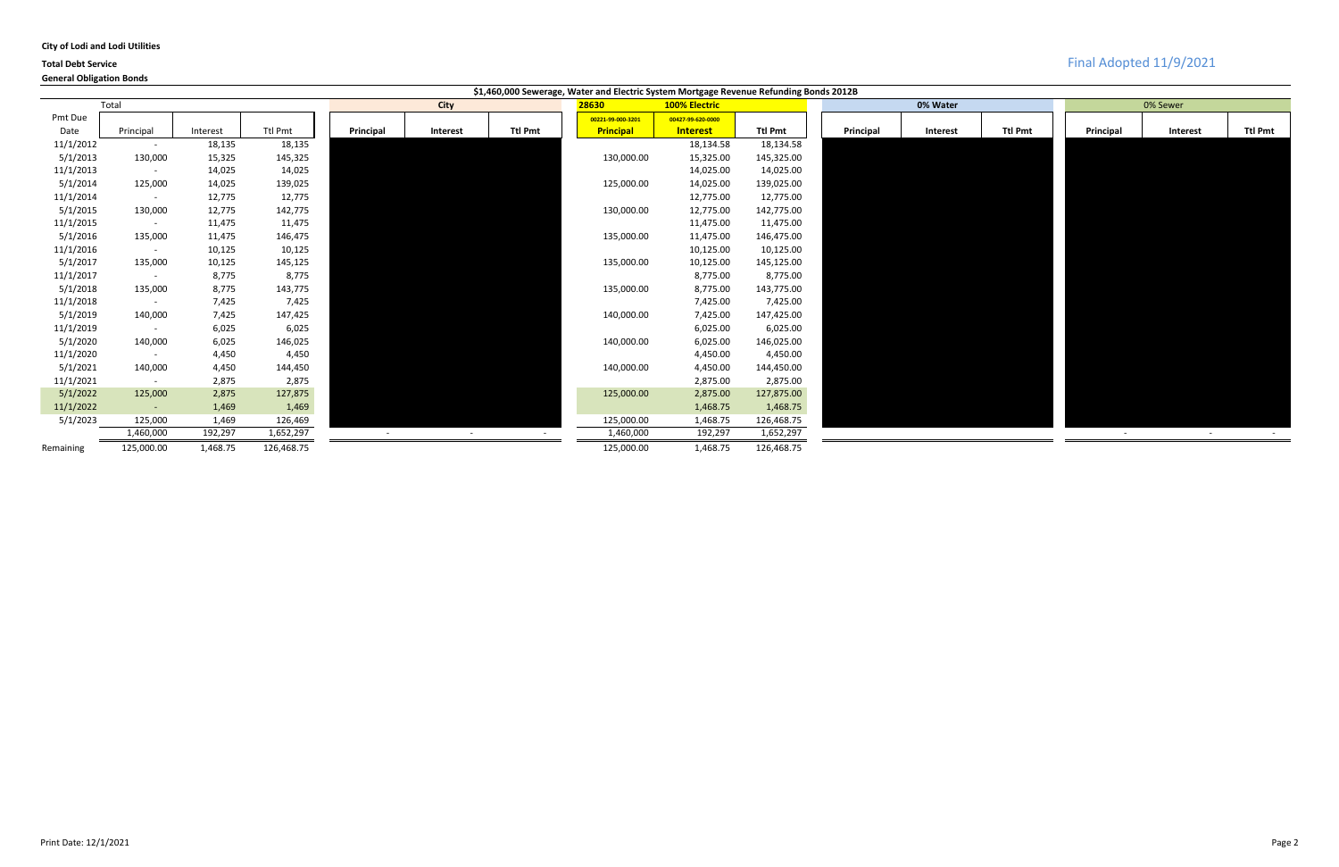**City of Lodi and Lodi Utilities**

**Total Debt Service**

**General Obligation Bonds**

Final Adopted 11/9/2021

**$1,460,000 Sewerage, Water and Electric System Mortgage Revenue Refunding Bonds 2012B**

| | Total | | | City | | | 28630 | 100% Electric | | 0% Water | | | 0% Sewer | | |
|---|---|---|---|---|---|---|---|---|---|---|---|---|---|---|---|
| | | | | | | | 00221-99-000-3201 | 00427-99-620-0000 | | | | | | | |
| Pmt Due Date | Principal | Interest | Ttl Pmt | Principal | Interest | Ttl Pmt | Principal | Interest | Ttl Pmt | Principal | Interest | Ttl Pmt | Principal | Interest | Ttl Pmt |
| 11/1/2012 | - | 18,135 | 18,135 | | | | | 18,134.58 | 18,134.58 | | | | | | |
| 5/1/2013 | 130,000 | 15,325 | 145,325 | | | | 130,000.00 | 15,325.00 | 145,325.00 | | | | | | |
| 11/1/2013 | - | 14,025 | 14,025 | | | | | 14,025.00 | 14,025.00 | | | | | | |
| 5/1/2014 | 125,000 | 14,025 | 139,025 | | | | 125,000.00 | 14,025.00 | 139,025.00 | | | | | | |
| 11/1/2014 | - | 12,775 | 12,775 | | | | | 12,775.00 | 12,775.00 | | | | | | |
| 5/1/2015 | 130,000 | 12,775 | 142,775 | | | | 130,000.00 | 12,775.00 | 142,775.00 | | | | | | |
| 11/1/2015 | - | 11,475 | 11,475 | | | | | 11,475.00 | 11,475.00 | | | | | | |
| 5/1/2016 | 135,000 | 11,475 | 146,475 | | | | 135,000.00 | 11,475.00 | 146,475.00 | | | | | | |
| 11/1/2016 | - | 10,125 | 10,125 | | | | | 10,125.00 | 10,125.00 | | | | | | |
| 5/1/2017 | 135,000 | 10,125 | 145,125 | | | | 135,000.00 | 10,125.00 | 145,125.00 | | | | | | |
| 11/1/2017 | - | 8,775 | 8,775 | | | | | 8,775.00 | 8,775.00 | | | | | | |
| 5/1/2018 | 135,000 | 8,775 | 143,775 | | | | 135,000.00 | 8,775.00 | 143,775.00 | | | | | | |
| 11/1/2018 | - | 7,425 | 7,425 | | | | | 7,425.00 | 7,425.00 | | | | | | |
| 5/1/2019 | 140,000 | 7,425 | 147,425 | | | | 140,000.00 | 7,425.00 | 147,425.00 | | | | | | |
| 11/1/2019 | - | 6,025 | 6,025 | | | | | 6,025.00 | 6,025.00 | | | | | | |
| 5/1/2020 | 140,000 | 6,025 | 146,025 | | | | 140,000.00 | 6,025.00 | 146,025.00 | | | | | | |
| 11/1/2020 | - | 4,450 | 4,450 | | | | | 4,450.00 | 4,450.00 | | | | | | |
| 5/1/2021 | 140,000 | 4,450 | 144,450 | | | | 140,000.00 | 4,450.00 | 144,450.00 | | | | | | |
| 11/1/2021 | - | 2,875 | 2,875 | | | | | 2,875.00 | 2,875.00 | | | | | | |
| 5/1/2022 | 125,000 | 2,875 | 127,875 | | | | 125,000.00 | 2,875.00 | 127,875.00 | | | | | | |
| 11/1/2022 | - | 1,469 | 1,469 | | | | | 1,468.75 | 1,468.75 | | | | | | |
| 5/1/2023 | 125,000 | 1,469 | 126,469 | | | | 125,000.00 | 1,468.75 | 126,468.75 | | | | | | |
| | 1,460,000 | 192,297 | 1,652,297 | - | - | - | 1,460,000 | 192,297 | 1,652,297 | | | | - | - | - |
| Remaining | 125,000.00 | 1,468.75 | 126,468.75 | | | | 125,000.00 | 1,468.75 | 126,468.75 | | | | | | |

Print Date: 12/1/2021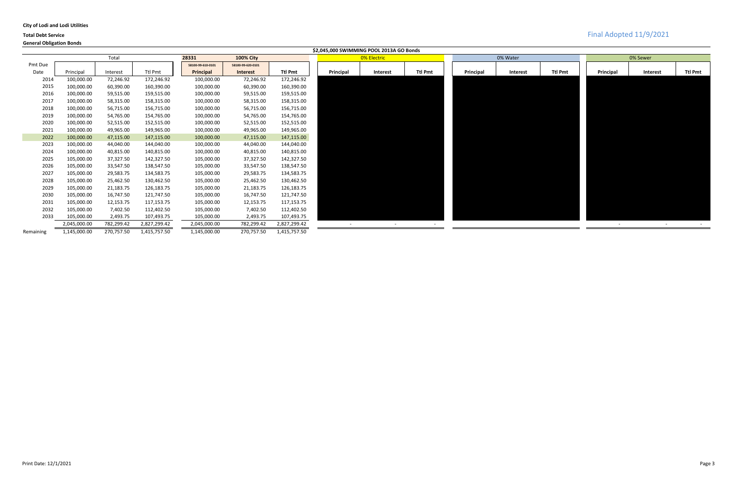**City of Lodi and Lodi Utilities**

**Total Debt Service**

**General Obligation Bonds**

Final Adopted 11/9/2021

**$2,045,000 SWIMMING POOL 2013A GO Bonds**

| | Total | | | 28331 | 100% City | | 0% Electric | | | 0% Water | | | 0% Sewer | | |
|---|---|---|---|---|---|---|---|---|---|---|---|---|---|---|---|
| | | | | 58100-99-610-0101 | 58100-99-620-0101 | | | | | | | | | | |
| Pmt Due Date | Principal | Interest | Ttl Pmt | Principal | Interest | Ttl Pmt | Principal | Interest | Ttl Pmt | Principal | Interest | Ttl Pmt | Principal | Interest | Ttl Pmt |
| 2014 | 100,000.00 | 72,246.92 | 172,246.92 | 100,000.00 | 72,246.92 | 172,246.92 | | | | | | | | | |
| 2015 | 100,000.00 | 60,390.00 | 160,390.00 | 100,000.00 | 60,390.00 | 160,390.00 | | | | | | | | | |
| 2016 | 100,000.00 | 59,515.00 | 159,515.00 | 100,000.00 | 59,515.00 | 159,515.00 | | | | | | | | | |
| 2017 | 100,000.00 | 58,315.00 | 158,315.00 | 100,000.00 | 58,315.00 | 158,315.00 | | | | | | | | | |
| 2018 | 100,000.00 | 56,715.00 | 156,715.00 | 100,000.00 | 56,715.00 | 156,715.00 | | | | | | | | | |
| 2019 | 100,000.00 | 54,765.00 | 154,765.00 | 100,000.00 | 54,765.00 | 154,765.00 | | | | | | | | | |
| 2020 | 100,000.00 | 52,515.00 | 152,515.00 | 100,000.00 | 52,515.00 | 152,515.00 | | | | | | | | | |
| 2021 | 100,000.00 | 49,965.00 | 149,965.00 | 100,000.00 | 49,965.00 | 149,965.00 | | | | | | | | | |
| 2022 | 100,000.00 | 47,115.00 | 147,115.00 | 100,000.00 | 47,115.00 | 147,115.00 | | | | | | | | | |
| 2023 | 100,000.00 | 44,040.00 | 144,040.00 | 100,000.00 | 44,040.00 | 144,040.00 | | | | | | | | | |
| 2024 | 100,000.00 | 40,815.00 | 140,815.00 | 100,000.00 | 40,815.00 | 140,815.00 | | | | | | | | | |
| 2025 | 105,000.00 | 37,327.50 | 142,327.50 | 105,000.00 | 37,327.50 | 142,327.50 | | | | | | | | | |
| 2026 | 105,000.00 | 33,547.50 | 138,547.50 | 105,000.00 | 33,547.50 | 138,547.50 | | | | | | | | | |
| 2027 | 105,000.00 | 29,583.75 | 134,583.75 | 105,000.00 | 29,583.75 | 134,583.75 | | | | | | | | | |
| 2028 | 105,000.00 | 25,462.50 | 130,462.50 | 105,000.00 | 25,462.50 | 130,462.50 | | | | | | | | | |
| 2029 | 105,000.00 | 21,183.75 | 126,183.75 | 105,000.00 | 21,183.75 | 126,183.75 | | | | | | | | | |
| 2030 | 105,000.00 | 16,747.50 | 121,747.50 | 105,000.00 | 16,747.50 | 121,747.50 | | | | | | | | | |
| 2031 | 105,000.00 | 12,153.75 | 117,153.75 | 105,000.00 | 12,153.75 | 117,153.75 | | | | | | | | | |
| 2032 | 105,000.00 | 7,402.50 | 112,402.50 | 105,000.00 | 7,402.50 | 112,402.50 | | | | | | | | | |
| 2033 | 105,000.00 | 2,493.75 | 107,493.75 | 105,000.00 | 2,493.75 | 107,493.75 | | | | | | | | | |
| | 2,045,000.00 | 782,299.42 | 2,827,299.42 | 2,045,000.00 | 782,299.42 | 2,827,299.42 | - | - | - | | | | - | - | - |
| Remaining | 1,145,000.00 | 270,757.50 | 1,415,757.50 | 1,145,000.00 | 270,757.50 | 1,415,757.50 | | | | | | | | | |

Print Date: 12/1/2021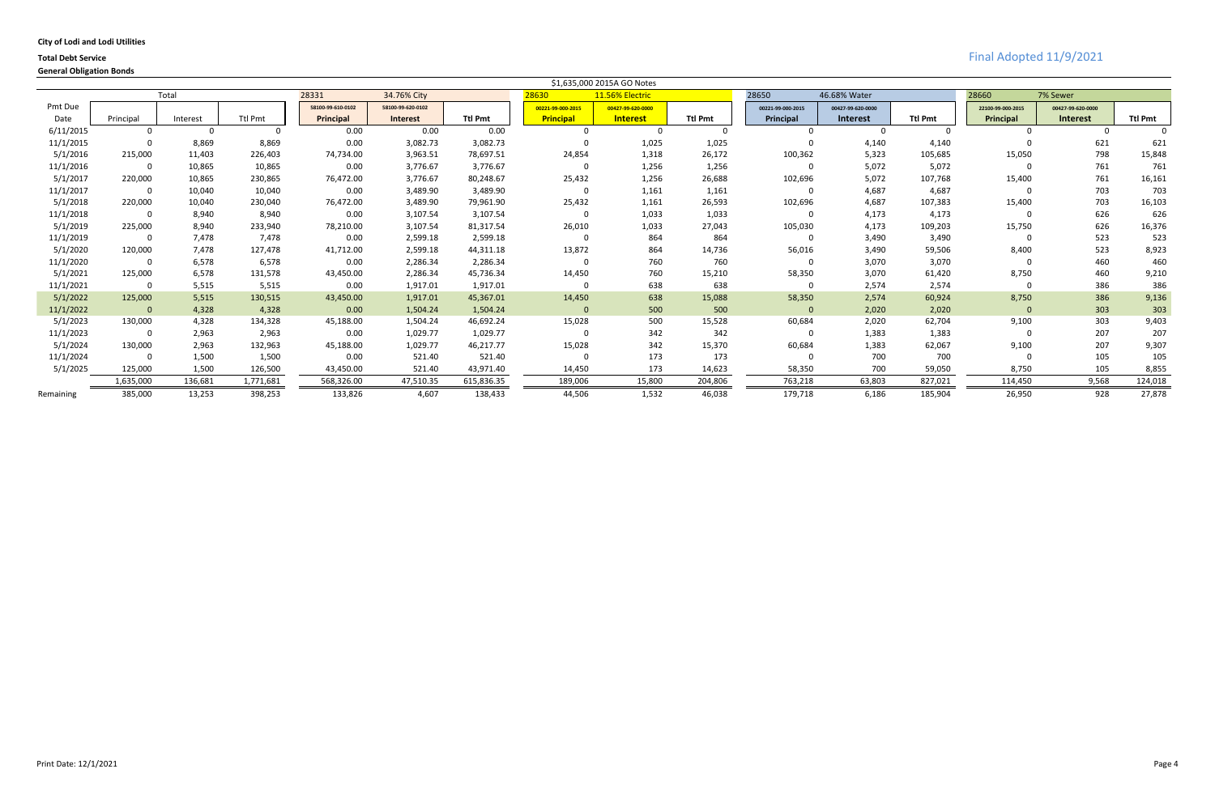**City of Lodi and Lodi Utilities**

**Total Debt Service**

**General Obligation Bonds**

Final Adopted 11/9/2021

| | $1,635,000 2015A GO Notes | | | | | | | | | | | | | | | |
|---|---|---|---|---|---|---|---|---|---|---|---|---|---|---|---|---|
| | Total | | | 28331 | 34.76% City | | 28630 | 11.56% Electric | | 28650 | 46.68% Water | | 28660 | 7% Sewer | | |
| Pmt Due | | | | 58100-99-610-0102 | 58100-99-620-0102 | | 00221-99-000-2015 | 00427-99-620-0000 | | 00221-99-000-2015 | 00427-99-620-0000 | | 22100-99-000-2015 | 00427-99-620-0000 | | |
| Date | Principal | Interest | Ttl Pmt | Principal | Interest | Ttl Pmt | Principal | Interest | Ttl Pmt | Principal | Interest | Ttl Pmt | Principal | Interest | Ttl Pmt | |
| 6/11/2015 | 0 | 0 | 0 | 0.00 | 0.00 | 0.00 | 0 | 0 | 0 | 0 | 0 | 0 | 0 | 0 | 0 | |
| 11/1/2015 | 0 | 8,869 | 8,869 | 0.00 | 3,082.73 | 3,082.73 | 0 | 1,025 | 1,025 | 0 | 4,140 | 4,140 | 0 | 621 | 621 | |
| 5/1/2016 | 215,000 | 11,403 | 226,403 | 74,734.00 | 3,963.51 | 78,697.51 | 24,854 | 1,318 | 26,172 | 100,362 | 5,323 | 105,685 | 15,050 | 798 | 15,848 | |
| 11/1/2016 | 0 | 10,865 | 10,865 | 0.00 | 3,776.67 | 3,776.67 | 0 | 1,256 | 1,256 | 0 | 5,072 | 5,072 | 0 | 761 | 761 | |
| 5/1/2017 | 220,000 | 10,865 | 230,865 | 76,472.00 | 3,776.67 | 80,248.67 | 25,432 | 1,256 | 26,688 | 102,696 | 5,072 | 107,768 | 15,400 | 761 | 16,161 | |
| 11/1/2017 | 0 | 10,040 | 10,040 | 0.00 | 3,489.90 | 3,489.90 | 0 | 1,161 | 1,161 | 0 | 4,687 | 4,687 | 0 | 703 | 703 | |
| 5/1/2018 | 220,000 | 10,040 | 230,040 | 76,472.00 | 3,489.90 | 79,961.90 | 25,432 | 1,161 | 26,593 | 102,696 | 4,687 | 107,383 | 15,400 | 703 | 16,103 | |
| 11/1/2018 | 0 | 8,940 | 8,940 | 0.00 | 3,107.54 | 3,107.54 | 0 | 1,033 | 1,033 | 0 | 4,173 | 4,173 | 0 | 626 | 626 | |
| 5/1/2019 | 225,000 | 8,940 | 233,940 | 78,210.00 | 3,107.54 | 81,317.54 | 26,010 | 1,033 | 27,043 | 105,030 | 4,173 | 109,203 | 15,750 | 626 | 16,376 | |
| 11/1/2019 | 0 | 7,478 | 7,478 | 0.00 | 2,599.18 | 2,599.18 | 0 | 864 | 864 | 0 | 3,490 | 3,490 | 0 | 523 | 523 | |
| 5/1/2020 | 120,000 | 7,478 | 127,478 | 41,712.00 | 2,599.18 | 44,311.18 | 13,872 | 864 | 14,736 | 56,016 | 3,490 | 59,506 | 8,400 | 523 | 8,923 | |
| 11/1/2020 | 0 | 6,578 | 6,578 | 0.00 | 2,286.34 | 2,286.34 | 0 | 760 | 760 | 0 | 3,070 | 3,070 | 0 | 460 | 460 | |
| 5/1/2021 | 125,000 | 6,578 | 131,578 | 43,450.00 | 2,286.34 | 45,736.34 | 14,450 | 760 | 15,210 | 58,350 | 3,070 | 61,420 | 8,750 | 460 | 9,210 | |
| 11/1/2021 | 0 | 5,515 | 5,515 | 0.00 | 1,917.01 | 1,917.01 | 0 | 638 | 638 | 0 | 2,574 | 2,574 | 0 | 386 | 386 | |
| 5/1/2022 | 125,000 | 5,515 | 130,515 | 43,450.00 | 1,917.01 | 45,367.01 | 14,450 | 638 | 15,088 | 58,350 | 2,574 | 60,924 | 8,750 | 386 | 9,136 | |
| 11/1/2022 | 0 | 4,328 | 4,328 | 0.00 | 1,504.24 | 1,504.24 | 0 | 500 | 500 | 0 | 2,020 | 2,020 | 0 | 303 | 303 | |
| 5/1/2023 | 130,000 | 4,328 | 134,328 | 45,188.00 | 1,504.24 | 46,692.24 | 15,028 | 500 | 15,528 | 60,684 | 2,020 | 62,704 | 9,100 | 303 | 9,403 | |
| 11/1/2023 | 0 | 2,963 | 2,963 | 0.00 | 1,029.77 | 1,029.77 | 0 | 342 | 342 | 0 | 1,383 | 1,383 | 0 | 207 | 207 | |
| 5/1/2024 | 130,000 | 2,963 | 132,963 | 45,188.00 | 1,029.77 | 46,217.77 | 15,028 | 342 | 15,370 | 60,684 | 1,383 | 62,067 | 9,100 | 207 | 9,307 | |
| 11/1/2024 | 0 | 1,500 | 1,500 | 0.00 | 521.40 | 521.40 | 0 | 173 | 173 | 0 | 700 | 700 | 0 | 105 | 105 | |
| 5/1/2025 | 125,000 | 1,500 | 126,500 | 43,450.00 | 521.40 | 43,971.40 | 14,450 | 173 | 14,623 | 58,350 | 700 | 59,050 | 8,750 | 105 | 8,855 | |
| | 1,635,000 | 136,681 | 1,771,681 | 568,326.00 | 47,510.35 | 615,836.35 | 189,006 | 15,800 | 204,806 | 763,218 | 63,803 | 827,021 | 114,450 | 9,568 | 124,018 | |
| Remaining | 385,000 | 13,253 | 398,253 | 133,826 | 4,607 | 138,433 | 44,506 | 1,532 | 46,038 | 179,718 | 6,186 | 185,904 | 26,950 | 928 | 27,878 | |

Print Date: 12/1/2021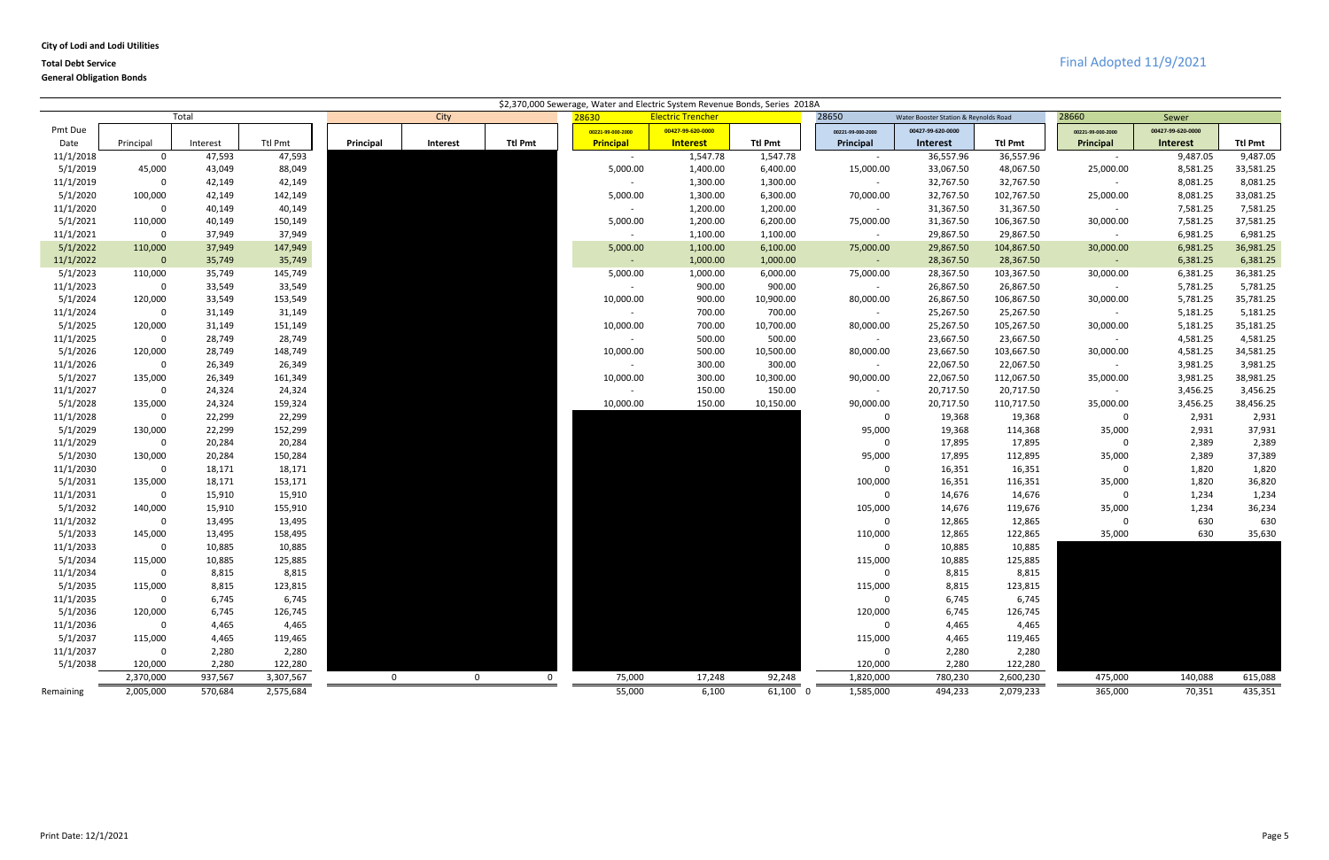**City of Lodi and Lodi Utilities**

**Total Debt Service**

**General Obligation Bonds**

Final Adopted 11/9/2021

\$2,370,000 Sewerage, Water and Electric System Revenue Bonds, Series 2018A

| | Total | | | City | | | 28630 Electric Trencher | | | 28650 Water Booster Station & Reynolds Road | | | 28660 Sewer | | |
|---|---|---|---|---|---|---|---|---|---|---|---|---|---|---|---|
| | | | | | | | 00221-99-000-2000 | 00427-99-620-0000 | | 00221-99-000-2000 | 00427-99-620-0000 | | 00221-99-000-2000 | 00427-99-620-0000 | |
| Pmt Due Date | Principal | Interest | Ttl Pmt | **Principal** | **Interest** | **Ttl Pmt** | **Principal** | **Interest** | **Ttl Pmt** | **Principal** | **Interest** | **Ttl Pmt** | **Principal** | **Interest** | **Ttl Pmt** |
| 11/1/2018 | 0 | 47,593 | 47,593 | | | | - | 1,547.78 | 1,547.78 | - | 36,557.96 | 36,557.96 | - | 9,487.05 | 9,487.05 |
| 5/1/2019 | 45,000 | 43,049 | 88,049 | | | | 5,000.00 | 1,400.00 | 6,400.00 | 15,000.00 | 33,067.50 | 48,067.50 | 25,000.00 | 8,581.25 | 33,581.25 |
| 11/1/2019 | 0 | 42,149 | 42,149 | | | | - | 1,300.00 | 1,300.00 | - | 32,767.50 | 32,767.50 | - | 8,081.25 | 8,081.25 |
| 5/1/2020 | 100,000 | 42,149 | 142,149 | | | | 5,000.00 | 1,300.00 | 6,300.00 | 70,000.00 | 32,767.50 | 102,767.50 | 25,000.00 | 8,081.25 | 33,081.25 |
| 11/1/2020 | 0 | 40,149 | 40,149 | | | | - | 1,200.00 | 1,200.00 | - | 31,367.50 | 31,367.50 | - | 7,581.25 | 7,581.25 |
| 5/1/2021 | 110,000 | 40,149 | 150,149 | | | | 5,000.00 | 1,200.00 | 6,200.00 | 75,000.00 | 31,367.50 | 106,367.50 | 30,000.00 | 7,581.25 | 37,581.25 |
| 11/1/2021 | 0 | 37,949 | 37,949 | | | | - | 1,100.00 | 1,100.00 | - | 29,867.50 | 29,867.50 | - | 6,981.25 | 6,981.25 |
| 5/1/2022 | 110,000 | 37,949 | 147,949 | | | | 5,000.00 | 1,100.00 | 6,100.00 | 75,000.00 | 29,867.50 | 104,867.50 | 30,000.00 | 6,981.25 | 36,981.25 |
| 11/1/2022 | 0 | 35,749 | 35,749 | | | | - | 1,000.00 | 1,000.00 | - | 28,367.50 | 28,367.50 | - | 6,381.25 | 6,381.25 |
| 5/1/2023 | 110,000 | 35,749 | 145,749 | | | | 5,000.00 | 1,000.00 | 6,000.00 | 75,000.00 | 28,367.50 | 103,367.50 | 30,000.00 | 6,381.25 | 36,381.25 |
| 11/1/2023 | 0 | 33,549 | 33,549 | | | | - | 900.00 | 900.00 | - | 26,867.50 | 26,867.50 | - | 5,781.25 | 5,781.25 |
| 5/1/2024 | 120,000 | 33,549 | 153,549 | | | | 10,000.00 | 900.00 | 10,900.00 | 80,000.00 | 26,867.50 | 106,867.50 | 30,000.00 | 5,781.25 | 35,781.25 |
| 11/1/2024 | 0 | 31,149 | 31,149 | | | | - | 700.00 | 700.00 | - | 25,267.50 | 25,267.50 | - | 5,181.25 | 5,181.25 |
| 5/1/2025 | 120,000 | 31,149 | 151,149 | | | | 10,000.00 | 700.00 | 10,700.00 | 80,000.00 | 25,267.50 | 105,267.50 | 30,000.00 | 5,181.25 | 35,181.25 |
| 11/1/2025 | 0 | 28,749 | 28,749 | | | | - | 500.00 | 500.00 | - | 23,667.50 | 23,667.50 | - | 4,581.25 | 4,581.25 |
| 5/1/2026 | 120,000 | 28,749 | 148,749 | | | | 10,000.00 | 500.00 | 10,500.00 | 80,000.00 | 23,667.50 | 103,667.50 | 30,000.00 | 4,581.25 | 34,581.25 |
| 11/1/2026 | 0 | 26,349 | 26,349 | | | | - | 300.00 | 300.00 | - | 22,067.50 | 22,067.50 | - | 3,981.25 | 3,981.25 |
| 5/1/2027 | 135,000 | 26,349 | 161,349 | | | | 10,000.00 | 300.00 | 10,300.00 | 90,000.00 | 22,067.50 | 112,067.50 | 35,000.00 | 3,981.25 | 38,981.25 |
| 11/1/2027 | 0 | 24,324 | 24,324 | | | | - | 150.00 | 150.00 | - | 20,717.50 | 20,717.50 | - | 3,456.25 | 3,456.25 |
| 5/1/2028 | 135,000 | 24,324 | 159,324 | | | | 10,000.00 | 150.00 | 10,150.00 | 90,000.00 | 20,717.50 | 110,717.50 | 35,000.00 | 3,456.25 | 38,456.25 |
| 11/1/2028 | 0 | 22,299 | 22,299 | | | | | | | 0 | 19,368 | 19,368 | 0 | 2,931 | 2,931 |
| 5/1/2029 | 130,000 | 22,299 | 152,299 | | | | | | | 95,000 | 19,368 | 114,368 | 35,000 | 2,931 | 37,931 |
| 11/1/2029 | 0 | 20,284 | 20,284 | | | | | | | 0 | 17,895 | 17,895 | 0 | 2,389 | 2,389 |
| 5/1/2030 | 130,000 | 20,284 | 150,284 | | | | | | | 95,000 | 17,895 | 112,895 | 35,000 | 2,389 | 37,389 |
| 11/1/2030 | 0 | 18,171 | 18,171 | | | | | | | 0 | 16,351 | 16,351 | 0 | 1,820 | 1,820 |
| 5/1/2031 | 135,000 | 18,171 | 153,171 | | | | | | | 100,000 | 16,351 | 116,351 | 35,000 | 1,820 | 36,820 |
| 11/1/2031 | 0 | 15,910 | 15,910 | | | | | | | 0 | 14,676 | 14,676 | 0 | 1,234 | 1,234 |
| 5/1/2032 | 140,000 | 15,910 | 155,910 | | | | | | | 105,000 | 14,676 | 119,676 | 35,000 | 1,234 | 36,234 |
| 11/1/2032 | 0 | 13,495 | 13,495 | | | | | | | 0 | 12,865 | 12,865 | 0 | 630 | 630 |
| 5/1/2033 | 145,000 | 13,495 | 158,495 | | | | | | | 110,000 | 12,865 | 122,865 | 35,000 | 630 | 35,630 |
| 11/1/2033 | 0 | 10,885 | 10,885 | | | | | | | 0 | 10,885 | 10,885 | | | |
| 5/1/2034 | 115,000 | 10,885 | 125,885 | | | | | | | 115,000 | 10,885 | 125,885 | | | |
| 11/1/2034 | 0 | 8,815 | 8,815 | | | | | | | 0 | 8,815 | 8,815 | | | |
| 5/1/2035 | 115,000 | 8,815 | 123,815 | | | | | | | 115,000 | 8,815 | 123,815 | | | |
| 11/1/2035 | 0 | 6,745 | 6,745 | | | | | | | 0 | 6,745 | 6,745 | | | |
| 5/1/2036 | 120,000 | 6,745 | 126,745 | | | | | | | 120,000 | 6,745 | 126,745 | | | |
| 11/1/2036 | 0 | 4,465 | 4,465 | | | | | | | 0 | 4,465 | 4,465 | | | |
| 5/1/2037 | 115,000 | 4,465 | 119,465 | | | | | | | 115,000 | 4,465 | 119,465 | | | |
| 11/1/2037 | 0 | 2,280 | 2,280 | | | | | | | 0 | 2,280 | 2,280 | | | |
| 5/1/2038 | 120,000 | 2,280 | 122,280 | | | | | | | 120,000 | 2,280 | 122,280 | | | |
| | 2,370,000 | 937,567 | 3,307,567 | 0 | 0 | 0 | 75,000 | 17,248 | 92,248 | 1,820,000 | 780,230 | 2,600,230 | 475,000 | 140,088 | 615,088 |
| Remaining | 2,005,000 | 570,684 | 2,575,684 | | | | 55,000 | 6,100 | 61,100 0 | 1,585,000 | 494,233 | 2,079,233 | 365,000 | 70,351 | 435,351 |

Print Date: 12/1/2021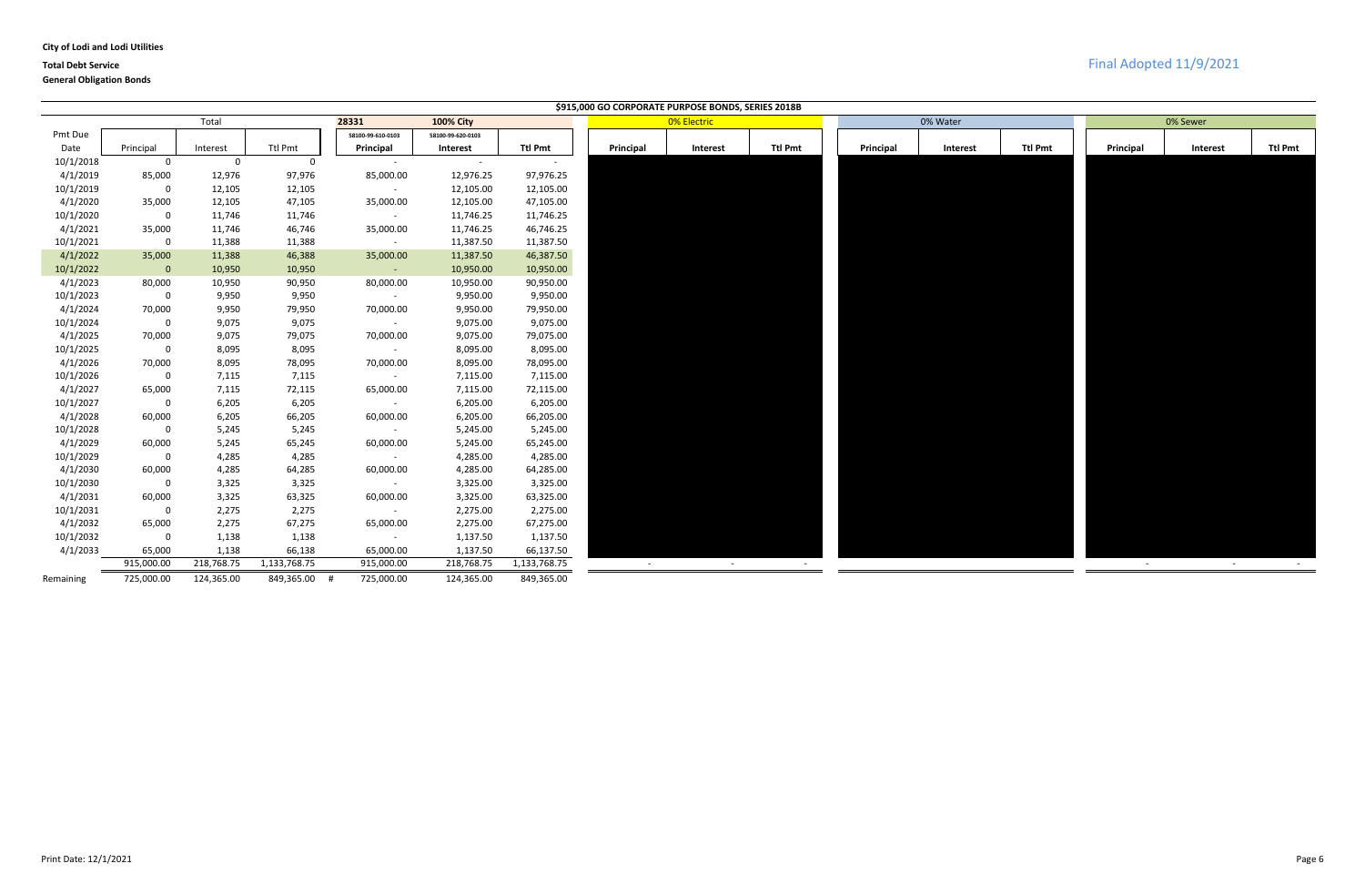**City of Lodi and Lodi Utilities**

**Total Debt Service**

**General Obligation Bonds**

Final Adopted 11/9/2021

**$915,000 GO CORPORATE PURPOSE BONDS, SERIES 2018B**

| | Total | | | 28331 | 100% City | | 0% Electric | | | 0% Water | | | 0% Sewer | | |
|---|---|---|---|---|---|---|---|---|---|---|---|---|---|---|---|
| | | | | 58100-99-610-0103 | 58100-99-620-0103 | | | | | | | | | | |
| Pmt Due Date | Principal | Interest | Ttl Pmt | Principal | Interest | Ttl Pmt | Principal | Interest | Ttl Pmt | Principal | Interest | Ttl Pmt | Principal | Interest | Ttl Pmt |
| 10/1/2018 | 0 | 0 | 0 | - | - | - | | | | | | | | | |
| 4/1/2019 | 85,000 | 12,976 | 97,976 | 85,000.00 | 12,976.25 | 97,976.25 | | | | | | | | | |
| 10/1/2019 | 0 | 12,105 | 12,105 | - | 12,105.00 | 12,105.00 | | | | | | | | | |
| 4/1/2020 | 35,000 | 12,105 | 47,105 | 35,000.00 | 12,105.00 | 47,105.00 | | | | | | | | | |
| 10/1/2020 | 0 | 11,746 | 11,746 | - | 11,746.25 | 11,746.25 | | | | | | | | | |
| 4/1/2021 | 35,000 | 11,746 | 46,746 | 35,000.00 | 11,746.25 | 46,746.25 | | | | | | | | | |
| 10/1/2021 | 0 | 11,388 | 11,388 | - | 11,387.50 | 11,387.50 | | | | | | | | | |
| 4/1/2022 | 35,000 | 11,388 | 46,388 | 35,000.00 | 11,387.50 | 46,387.50 | | | | | | | | | |
| 10/1/2022 | 0 | 10,950 | 10,950 | - | 10,950.00 | 10,950.00 | | | | | | | | | |
| 4/1/2023 | 80,000 | 10,950 | 90,950 | 80,000.00 | 10,950.00 | 90,950.00 | | | | | | | | | |
| 10/1/2023 | 0 | 9,950 | 9,950 | - | 9,950.00 | 9,950.00 | | | | | | | | | |
| 4/1/2024 | 70,000 | 9,950 | 79,950 | 70,000.00 | 9,950.00 | 79,950.00 | | | | | | | | | |
| 10/1/2024 | 0 | 9,075 | 9,075 | - | 9,075.00 | 9,075.00 | | | | | | | | | |
| 4/1/2025 | 70,000 | 9,075 | 79,075 | 70,000.00 | 9,075.00 | 79,075.00 | | | | | | | | | |
| 10/1/2025 | 0 | 8,095 | 8,095 | - | 8,095.00 | 8,095.00 | | | | | | | | | |
| 4/1/2026 | 70,000 | 8,095 | 78,095 | 70,000.00 | 8,095.00 | 78,095.00 | | | | | | | | | |
| 10/1/2026 | 0 | 7,115 | 7,115 | - | 7,115.00 | 7,115.00 | | | | | | | | | |
| 4/1/2027 | 65,000 | 7,115 | 72,115 | 65,000.00 | 7,115.00 | 72,115.00 | | | | | | | | | |
| 10/1/2027 | 0 | 6,205 | 6,205 | - | 6,205.00 | 6,205.00 | | | | | | | | | |
| 4/1/2028 | 60,000 | 6,205 | 66,205 | 60,000.00 | 6,205.00 | 66,205.00 | | | | | | | | | |
| 10/1/2028 | 0 | 5,245 | 5,245 | - | 5,245.00 | 5,245.00 | | | | | | | | | |
| 4/1/2029 | 60,000 | 5,245 | 65,245 | 60,000.00 | 5,245.00 | 65,245.00 | | | | | | | | | |
| 10/1/2029 | 0 | 4,285 | 4,285 | - | 4,285.00 | 4,285.00 | | | | | | | | | |
| 4/1/2030 | 60,000 | 4,285 | 64,285 | 60,000.00 | 4,285.00 | 64,285.00 | | | | | | | | | |
| 10/1/2030 | 0 | 3,325 | 3,325 | - | 3,325.00 | 3,325.00 | | | | | | | | | |
| 4/1/2031 | 60,000 | 3,325 | 63,325 | 60,000.00 | 3,325.00 | 63,325.00 | | | | | | | | | |
| 10/1/2031 | 0 | 2,275 | 2,275 | - | 2,275.00 | 2,275.00 | | | | | | | | | |
| 4/1/2032 | 65,000 | 2,275 | 67,275 | 65,000.00 | 2,275.00 | 67,275.00 | | | | | | | | | |
| 10/1/2032 | 0 | 1,138 | 1,138 | - | 1,137.50 | 1,137.50 | | | | | | | | | |
| 4/1/2033 | 65,000 | 1,138 | 66,138 | 65,000.00 | 1,137.50 | 66,137.50 | | | | | | | | | |
| | 915,000.00 | 218,768.75 | 1,133,768.75 | 915,000.00 | 218,768.75 | 1,133,768.75 | - | - | - | | | | - | - | - |
| Remaining | 725,000.00 | 124,365.00 | 849,365.00 # | 725,000.00 | 124,365.00 | 849,365.00 | | | | | | | | | |

Print Date: 12/1/2021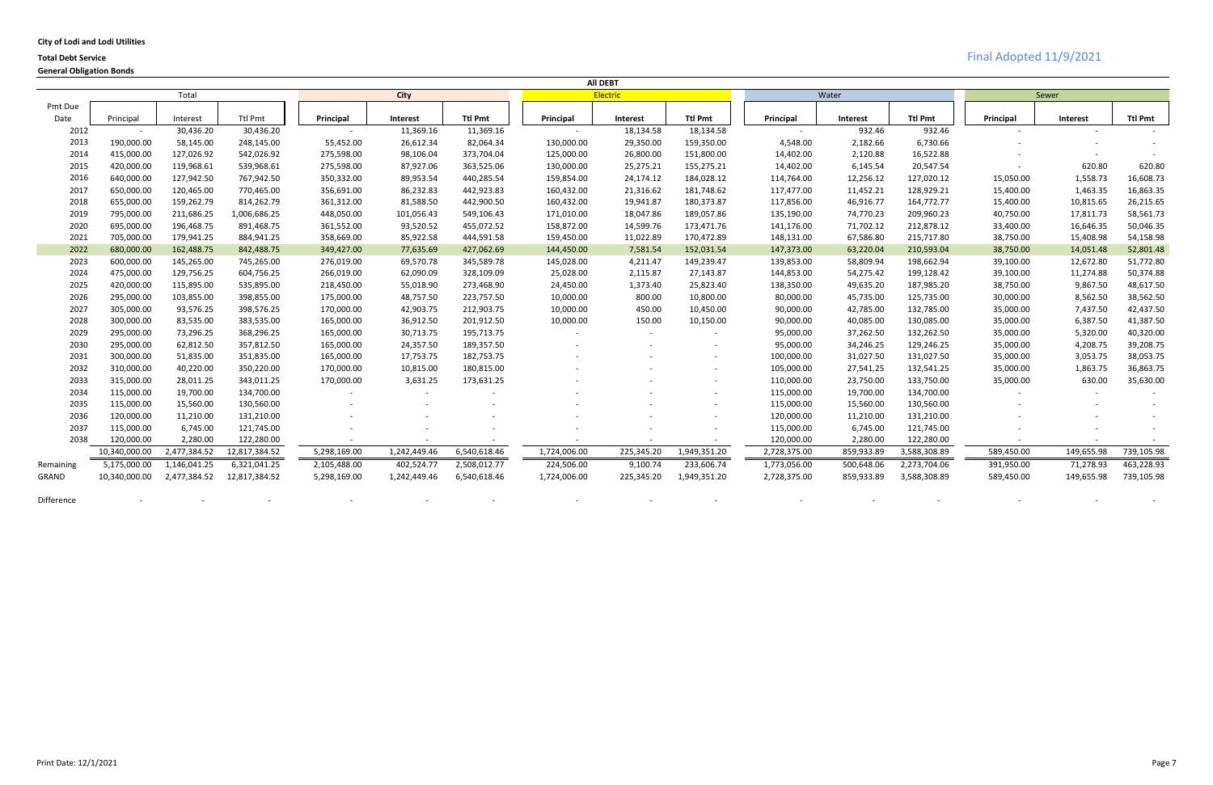**City of Lodi and Lodi Utilities**

**Total Debt Service**

**General Obligation Bonds**

Final Adopted 11/9/2021

All DEBT

| Pmt Due Date | Total | | | City | | | Electric | | | Water | | | Sewer | | |
|---|---|---|---|---|---|---|---|---|---|---|---|---|---|---|---|
| | Principal | Interest | Ttl Pmt | Principal | Interest | Ttl Pmt | Principal | Interest | Ttl Pmt | Principal | Interest | Ttl Pmt | Principal | Interest | Ttl Pmt |
| 2012 | - | 30,436.20 | 30,436.20 | - | 11,369.16 | 11,369.16 | - | 18,134.58 | 18,134.58 | - | 932.46 | 932.46 | - | - | - |
| 2013 | 190,000.00 | 58,145.00 | 248,145.00 | 55,452.00 | 26,612.34 | 82,064.34 | 130,000.00 | 29,350.00 | 159,350.00 | 4,548.00 | 2,182.66 | 6,730.66 | - | - | - |
| 2014 | 415,000.00 | 127,026.92 | 542,026.92 | 275,598.00 | 98,106.04 | 373,704.04 | 125,000.00 | 26,800.00 | 151,800.00 | 14,402.00 | 2,120.88 | 16,522.88 | - | - | - |
| 2015 | 420,000.00 | 119,968.61 | 539,968.61 | 275,598.00 | 87,927.06 | 363,525.06 | 130,000.00 | 25,275.21 | 155,275.21 | 14,402.00 | 6,145.54 | 20,547.54 | - | 620.80 | 620.80 |
| 2016 | 640,000.00 | 127,942.50 | 767,942.50 | 350,332.00 | 89,953.54 | 440,285.54 | 159,854.00 | 24,174.12 | 184,028.12 | 114,764.00 | 12,256.12 | 127,020.12 | 15,050.00 | 1,558.73 | 16,608.73 |
| 2017 | 650,000.00 | 120,465.00 | 770,465.00 | 356,691.00 | 86,232.83 | 442,923.83 | 160,432.00 | 21,316.62 | 181,748.62 | 117,477.00 | 11,452.21 | 128,929.21 | 15,400.00 | 1,463.35 | 16,863.35 |
| 2018 | 655,000.00 | 159,262.79 | 814,262.79 | 361,312.00 | 81,588.50 | 442,900.50 | 160,432.00 | 19,941.87 | 180,373.87 | 117,856.00 | 46,916.77 | 164,772.77 | 15,400.00 | 10,815.65 | 26,215.65 |
| 2019 | 795,000.00 | 211,686.25 | 1,006,686.25 | 448,050.00 | 101,056.43 | 549,106.43 | 171,010.00 | 18,047.86 | 189,057.86 | 135,190.00 | 74,770.23 | 209,960.23 | 40,750.00 | 17,811.73 | 58,561.73 |
| 2020 | 695,000.00 | 196,468.75 | 891,468.75 | 361,552.00 | 93,520.52 | 455,072.52 | 158,872.00 | 14,599.76 | 173,471.76 | 141,176.00 | 71,702.12 | 212,878.12 | 33,400.00 | 16,646.35 | 50,046.35 |
| 2021 | 705,000.00 | 179,941.25 | 884,941.25 | 358,669.00 | 85,922.58 | 444,591.58 | 159,450.00 | 11,022.89 | 170,472.89 | 148,131.00 | 67,586.80 | 215,717.80 | 38,750.00 | 15,408.98 | 54,158.98 |
| 2022 | 680,000.00 | 162,488.75 | 842,488.75 | 349,427.00 | 77,635.69 | 427,062.69 | 144,450.00 | 7,581.54 | 152,031.54 | 147,373.00 | 63,220.04 | 210,593.04 | 38,750.00 | 14,051.48 | 52,801.48 |
| 2023 | 600,000.00 | 145,265.00 | 745,265.00 | 276,019.00 | 69,570.78 | 345,589.78 | 145,028.00 | 4,211.47 | 149,239.47 | 139,853.00 | 58,809.94 | 198,662.94 | 39,100.00 | 12,672.80 | 51,772.80 |
| 2024 | 475,000.00 | 129,756.25 | 604,756.25 | 266,019.00 | 62,090.09 | 328,109.09 | 25,028.00 | 2,115.87 | 27,143.87 | 144,853.00 | 54,275.42 | 199,128.42 | 39,100.00 | 11,274.88 | 50,374.88 |
| 2025 | 420,000.00 | 115,895.00 | 535,895.00 | 218,450.00 | 55,018.90 | 273,468.90 | 24,450.00 | 1,373.40 | 25,823.40 | 138,350.00 | 49,635.20 | 187,985.20 | 38,750.00 | 9,867.50 | 48,617.50 |
| 2026 | 295,000.00 | 103,855.00 | 398,855.00 | 175,000.00 | 48,757.50 | 223,757.50 | 10,000.00 | 800.00 | 10,800.00 | 80,000.00 | 45,735.00 | 125,735.00 | 30,000.00 | 8,562.50 | 38,562.50 |
| 2027 | 305,000.00 | 93,576.25 | 398,576.25 | 170,000.00 | 42,903.75 | 212,903.75 | 10,000.00 | 450.00 | 10,450.00 | 90,000.00 | 42,785.00 | 132,785.00 | 35,000.00 | 7,437.50 | 42,437.50 |
| 2028 | 300,000.00 | 83,535.00 | 383,535.00 | 165,000.00 | 36,912.50 | 201,912.50 | 10,000.00 | 150.00 | 10,150.00 | 90,000.00 | 40,085.00 | 130,085.00 | 35,000.00 | 6,387.50 | 41,387.50 |
| 2029 | 295,000.00 | 73,296.25 | 368,296.25 | 165,000.00 | 30,713.75 | 195,713.75 | - | - | - | 95,000.00 | 37,262.50 | 132,262.50 | 35,000.00 | 5,320.00 | 40,320.00 |
| 2030 | 295,000.00 | 62,812.50 | 357,812.50 | 165,000.00 | 24,357.50 | 189,357.50 | - | - | - | 95,000.00 | 34,246.25 | 129,246.25 | 35,000.00 | 4,208.75 | 39,208.75 |
| 2031 | 300,000.00 | 51,835.00 | 351,835.00 | 165,000.00 | 17,753.75 | 182,753.75 | - | - | - | 100,000.00 | 31,027.50 | 131,027.50 | 35,000.00 | 3,053.75 | 38,053.75 |
| 2032 | 310,000.00 | 40,220.00 | 350,220.00 | 170,000.00 | 10,815.00 | 180,815.00 | - | - | - | 105,000.00 | 27,541.25 | 132,541.25 | 35,000.00 | 1,863.75 | 36,863.75 |
| 2033 | 315,000.00 | 28,011.25 | 343,011.25 | 170,000.00 | 3,631.25 | 173,631.25 | - | - | - | 110,000.00 | 23,750.00 | 133,750.00 | 35,000.00 | 630.00 | 35,630.00 |
| 2034 | 115,000.00 | 19,700.00 | 134,700.00 | - | - | - | - | - | - | 115,000.00 | 19,700.00 | 134,700.00 | - | - | - |
| 2035 | 115,000.00 | 15,560.00 | 130,560.00 | - | - | - | - | - | - | 115,000.00 | 15,560.00 | 130,560.00 | - | - | - |
| 2036 | 120,000.00 | 11,210.00 | 131,210.00 | - | - | - | - | - | - | 120,000.00 | 11,210.00 | 131,210.00 | - | - | - |
| 2037 | 115,000.00 | 6,745.00 | 121,745.00 | - | - | - | - | - | - | 115,000.00 | 6,745.00 | 121,745.00 | - | - | - |
| 2038 | 120,000.00 | 2,280.00 | 122,280.00 | - | - | - | - | - | - | 120,000.00 | 2,280.00 | 122,280.00 | - | - | - |
| | 10,340,000.00 | 2,477,384.52 | 12,817,384.52 | 5,298,169.00 | 1,242,449.46 | 6,540,618.46 | 1,724,006.00 | 225,345.20 | 1,949,351.20 | 2,728,375.00 | 859,933.89 | 3,588,308.89 | 589,450.00 | 149,655.98 | 739,105.98 |
| Remaining | 5,175,000.00 | 1,146,041.25 | 6,321,041.25 | 2,105,488.00 | 402,524.77 | 2,508,012.77 | 224,506.00 | 9,100.74 | 233,606.74 | 1,773,056.00 | 500,648.06 | 2,273,704.06 | 391,950.00 | 71,278.93 | 463,228.93 |
| GRAND | 10,340,000.00 | 2,477,384.52 | 12,817,384.52 | 5,298,169.00 | 1,242,449.46 | 6,540,618.46 | 1,724,006.00 | 225,345.20 | 1,949,351.20 | 2,728,375.00 | 859,933.89 | 3,588,308.89 | 589,450.00 | 149,655.98 | 739,105.98 |
| Difference | - | - | - | - | - | - | - | - | - | - | - | - | - | - | - |

Print Date: 12/1/2021